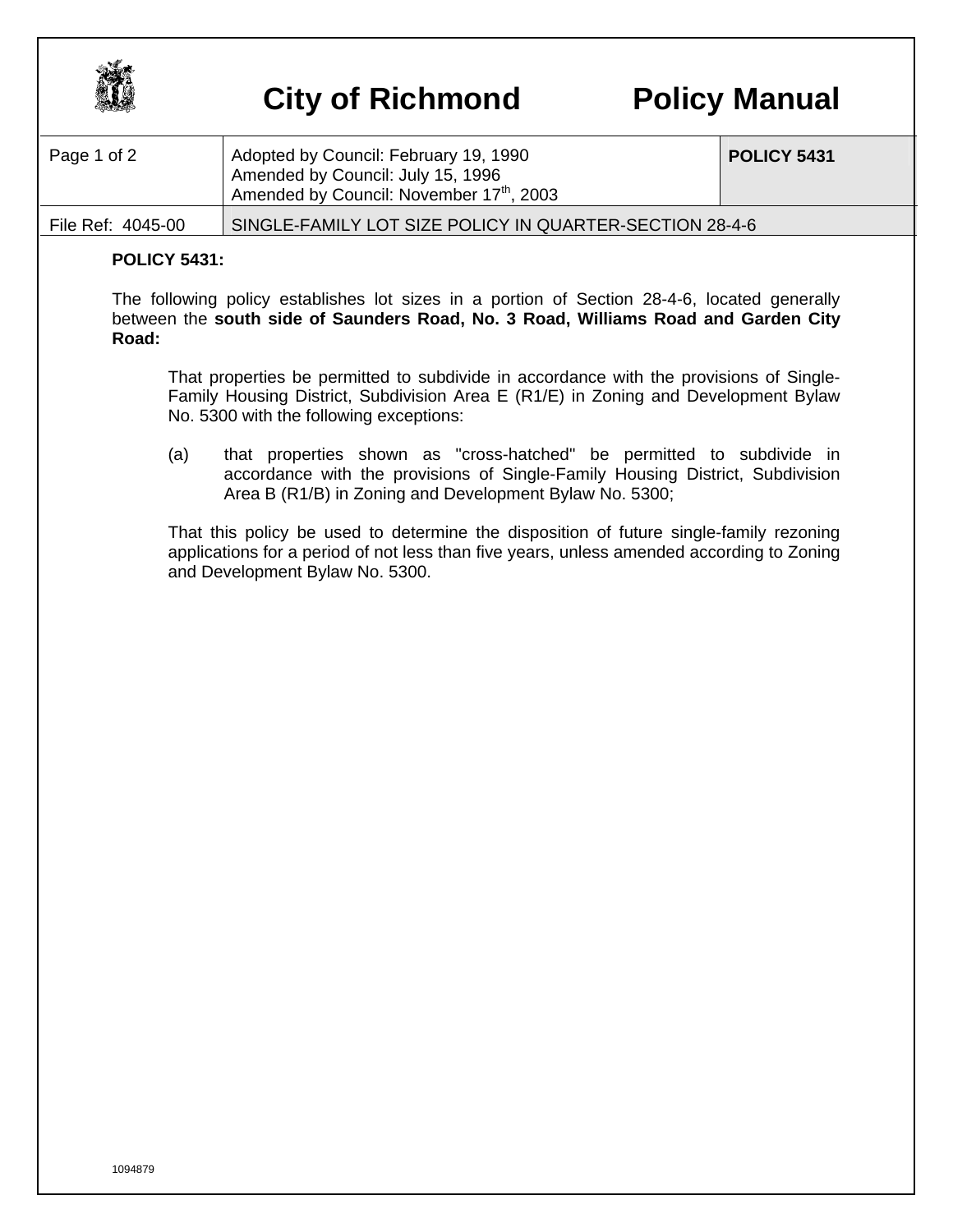# City of Richmond Policy Manual

| Page 1 of 2 | Adopted by Council: February 19, 1990<br>Amended by Council: July 15, 1996<br>Amended by Council: November 17th, 2003 | **POLICY 5431** |
| --- | --- | --- |
| File Ref: 4045-00 | SINGLE-FAMILY LOT SIZE POLICY IN QUARTER-SECTION 28-4-6 | |

**POLICY 5431:**

The following policy establishes lot sizes in a portion of Section 28-4-6, located generally between the **south side of Saunders Road, No. 3 Road, Williams Road and Garden City Road:**

That properties be permitted to subdivide in accordance with the provisions of Single-Family Housing District, Subdivision Area E (R1/E) in Zoning and Development Bylaw No. 5300 with the following exceptions:

(a) that properties shown as "cross-hatched" be permitted to subdivide in accordance with the provisions of Single-Family Housing District, Subdivision Area B (R1/B) in Zoning and Development Bylaw No. 5300;

That this policy be used to determine the disposition of future single-family rezoning applications for a period of not less than five years, unless amended according to Zoning and Development Bylaw No. 5300.

1094879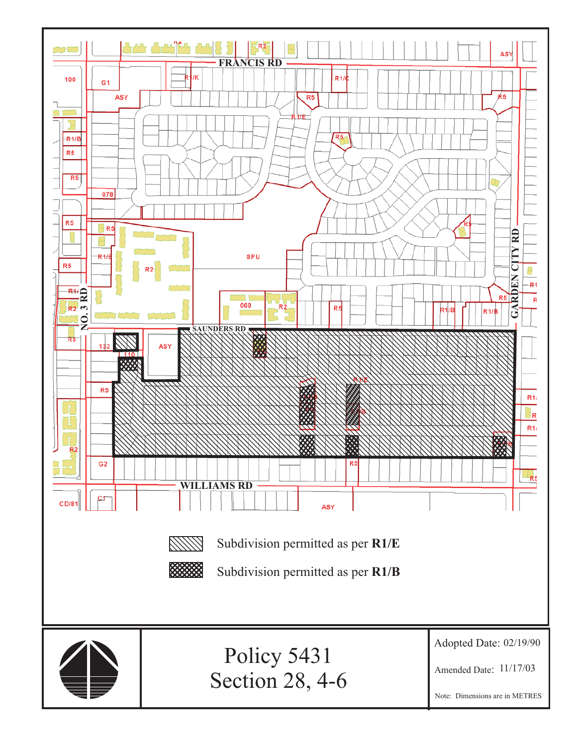FRANCIS RD

NO. 3 RD

GARDEN CITY RD

SAUNDERS RD

WILLIAMS RD

Subdivision permitted as per **R1/E**

Subdivision permitted as per **R1/B**

Policy 5431
Section 28, 4-6

Adopted Date: 02/19/90

Amended Date: 11/17/03

Note: Dimensions are in METRES